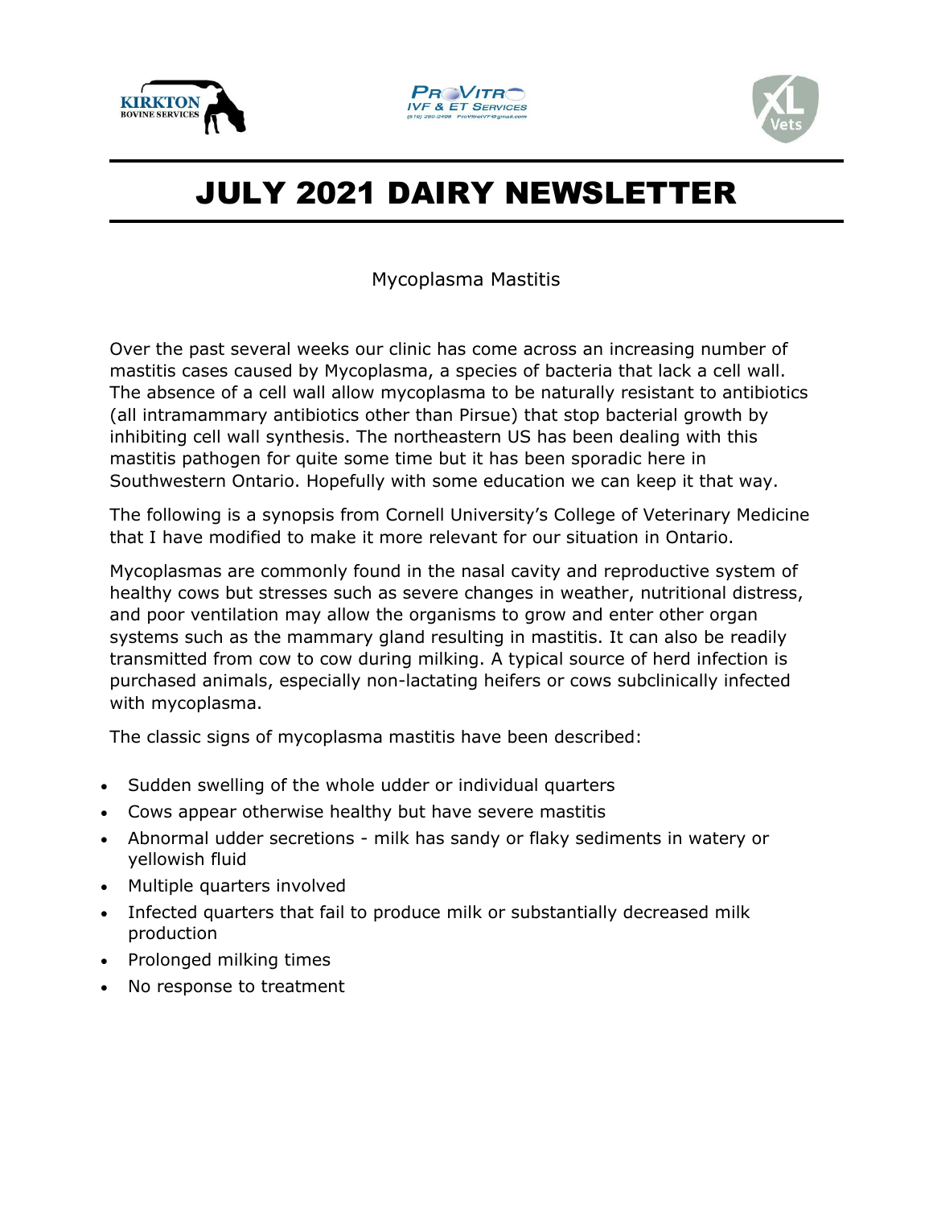# JULY 2021 DAIRY NEWSLETTER

## Mycoplasma Mastitis

Over the past several weeks our clinic has come across an increasing number of mastitis cases caused by Mycoplasma, a species of bacteria that lack a cell wall. The absence of a cell wall allow mycoplasma to be naturally resistant to antibiotics (all intramammary antibiotics other than Pirsue) that stop bacterial growth by inhibiting cell wall synthesis. The northeastern US has been dealing with this mastitis pathogen for quite some time but it has been sporadic here in Southwestern Ontario. Hopefully with some education we can keep it that way.

The following is a synopsis from Cornell University's College of Veterinary Medicine that I have modified to make it more relevant for our situation in Ontario.

Mycoplasmas are commonly found in the nasal cavity and reproductive system of healthy cows but stresses such as severe changes in weather, nutritional distress, and poor ventilation may allow the organisms to grow and enter other organ systems such as the mammary gland resulting in mastitis. It can also be readily transmitted from cow to cow during milking. A typical source of herd infection is purchased animals, especially non-lactating heifers or cows subclinically infected with mycoplasma.

The classic signs of mycoplasma mastitis have been described:

- Sudden swelling of the whole udder or individual quarters
- Cows appear otherwise healthy but have severe mastitis
- Abnormal udder secretions - milk has sandy or flaky sediments in watery or yellowish fluid
- Multiple quarters involved
- Infected quarters that fail to produce milk or substantially decreased milk production
- Prolonged milking times
- No response to treatment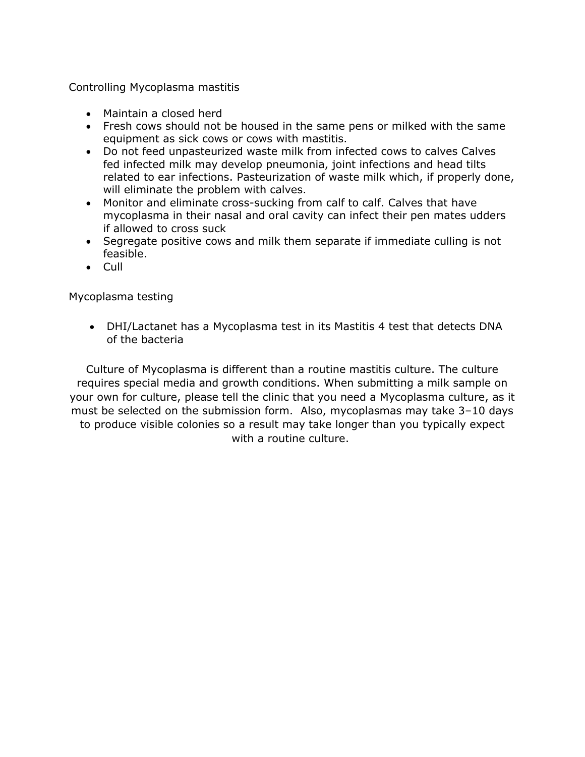Controlling Mycoplasma mastitis

- Maintain a closed herd
- Fresh cows should not be housed in the same pens or milked with the same equipment as sick cows or cows with mastitis.
- Do not feed unpasteurized waste milk from infected cows to calves Calves fed infected milk may develop pneumonia, joint infections and head tilts related to ear infections. Pasteurization of waste milk which, if properly done, will eliminate the problem with calves.
- Monitor and eliminate cross-sucking from calf to calf. Calves that have mycoplasma in their nasal and oral cavity can infect their pen mates udders if allowed to cross suck
- Segregate positive cows and milk them separate if immediate culling is not feasible.
- Cull

Mycoplasma testing

- DHI/Lactanet has a Mycoplasma test in its Mastitis 4 test that detects DNA of the bacteria

Culture of Mycoplasma is different than a routine mastitis culture. The culture requires special media and growth conditions. When submitting a milk sample on your own for culture, please tell the clinic that you need a Mycoplasma culture, as it must be selected on the submission form. Also, mycoplasmas may take 3–10 days to produce visible colonies so a result may take longer than you typically expect with a routine culture.